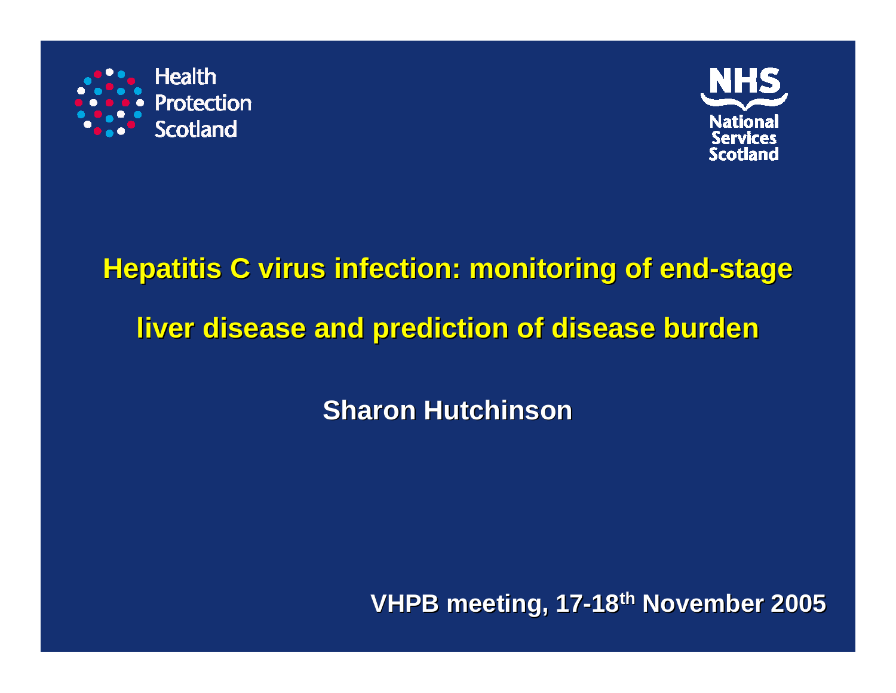Health Protection Scotland

NHS National Services Scotland

# Hepatitis C virus infection: monitoring of end-stage liver disease and prediction of disease burden

**Sharon Hutchinson**

**VHPB meeting, 17-18th November 2005**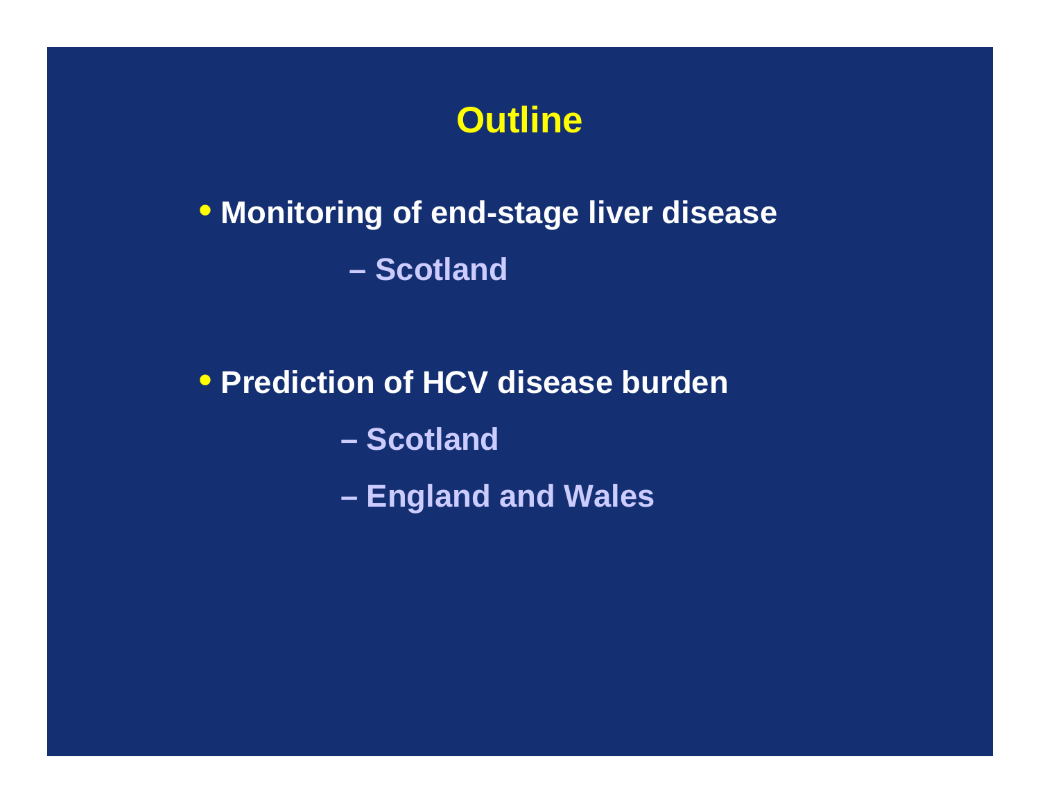# Outline

- **Monitoring of end-stage liver disease**
  - **Scotland**

- **Prediction of HCV disease burden**
  - **Scotland**
  - **England and Wales**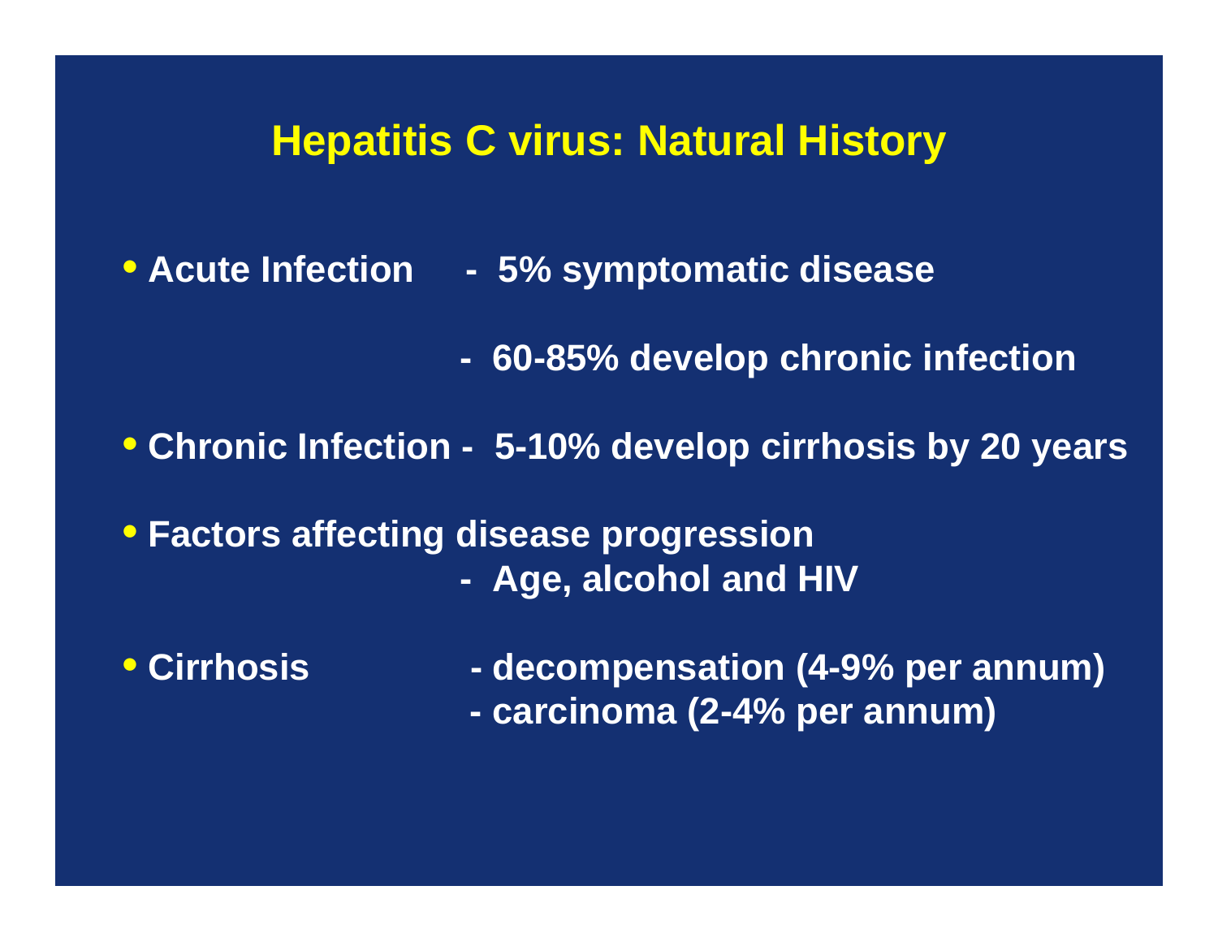# Hepatitis C virus: Natural History

- **Acute Infection** - 5% symptomatic disease
  - 60-85% develop chronic infection
- **Chronic Infection** - 5-10% develop cirrhosis by 20 years
- **Factors affecting disease progression**
  - Age, alcohol and HIV
- **Cirrhosis**
  - decompensation (4-9% per annum)
  - carcinoma (2-4% per annum)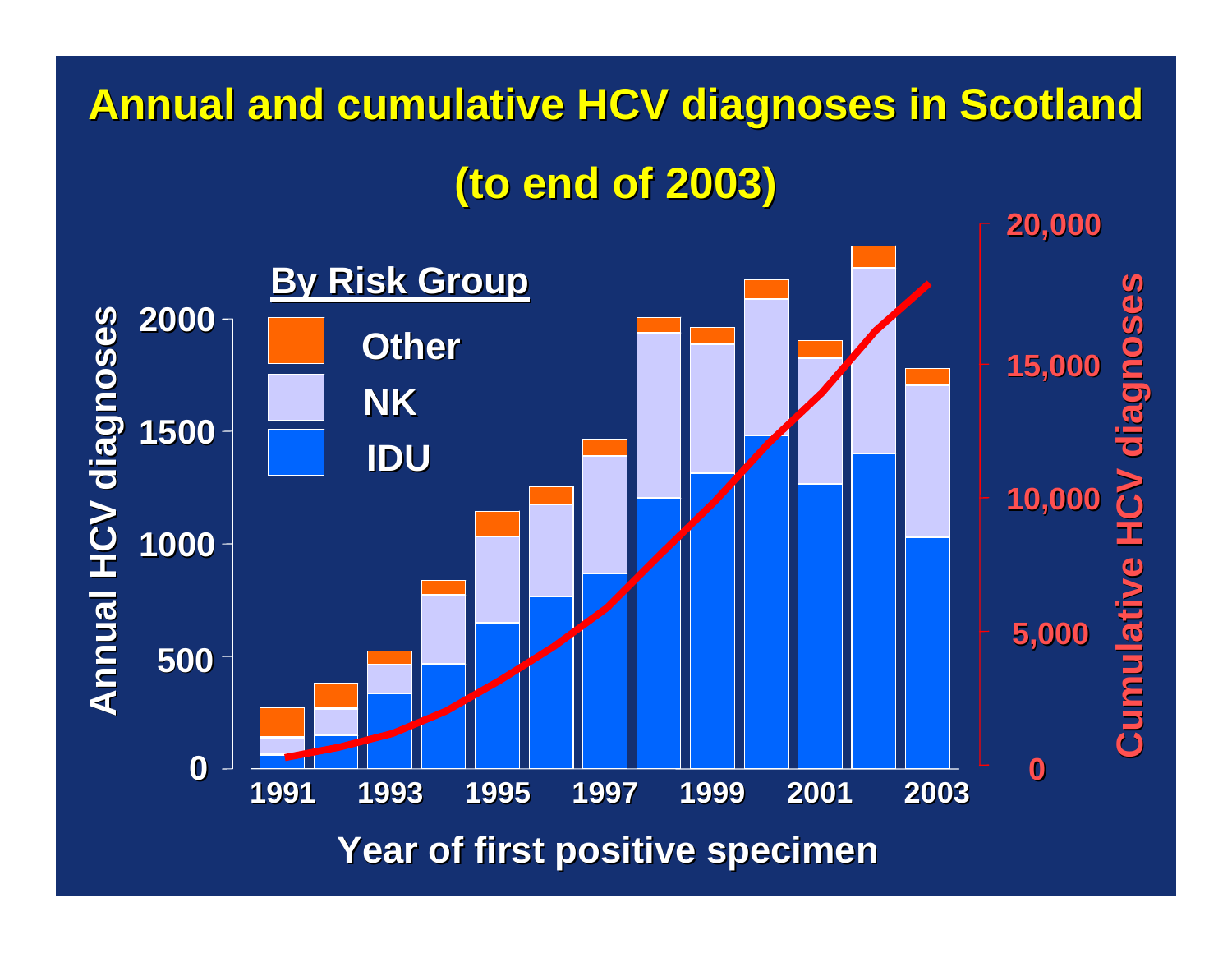# Annual and cumulative HCV diagnoses in Scotland (to end of 2003)

**By Risk Group**

- Other
- NK
- IDU

Annual HCV diagnoses: 0, 500, 1000, 1500, 2000

Cumulative HCV diagnoses: 0, 5,000, 10,000, 15,000, 20,000

Year of first positive specimen: 1991, 1993, 1995, 1997, 1999, 2001, 2003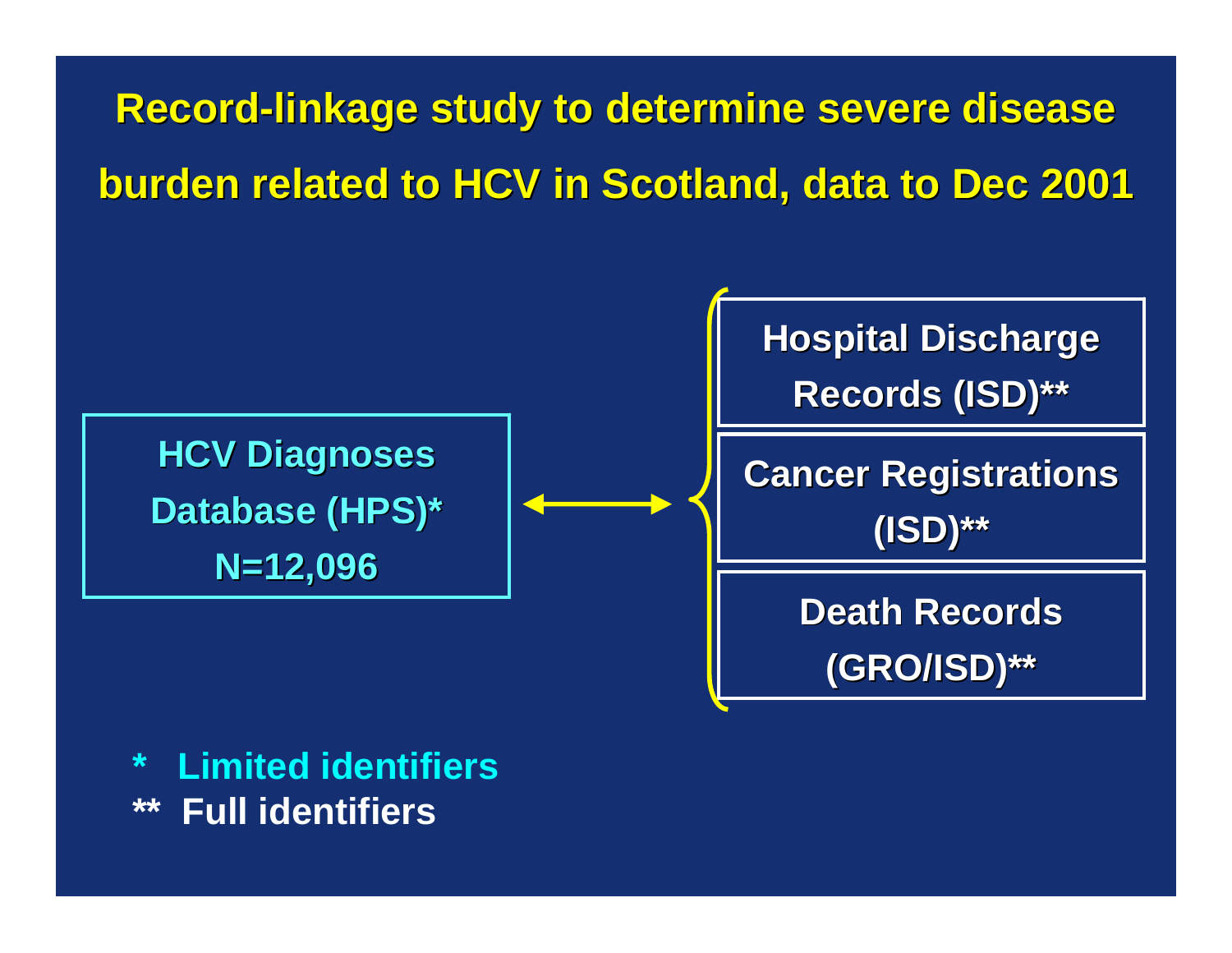# Record-linkage study to determine severe disease burden related to HCV in Scotland, data to Dec 2001

**HCV Diagnoses Database (HPS)***
**N=12,096**

↔

- **Hospital Discharge Records (ISD)****
- **Cancer Registrations (ISD)****
- **Death Records (GRO/ISD)****

\* Limited identifiers
** Full identifiers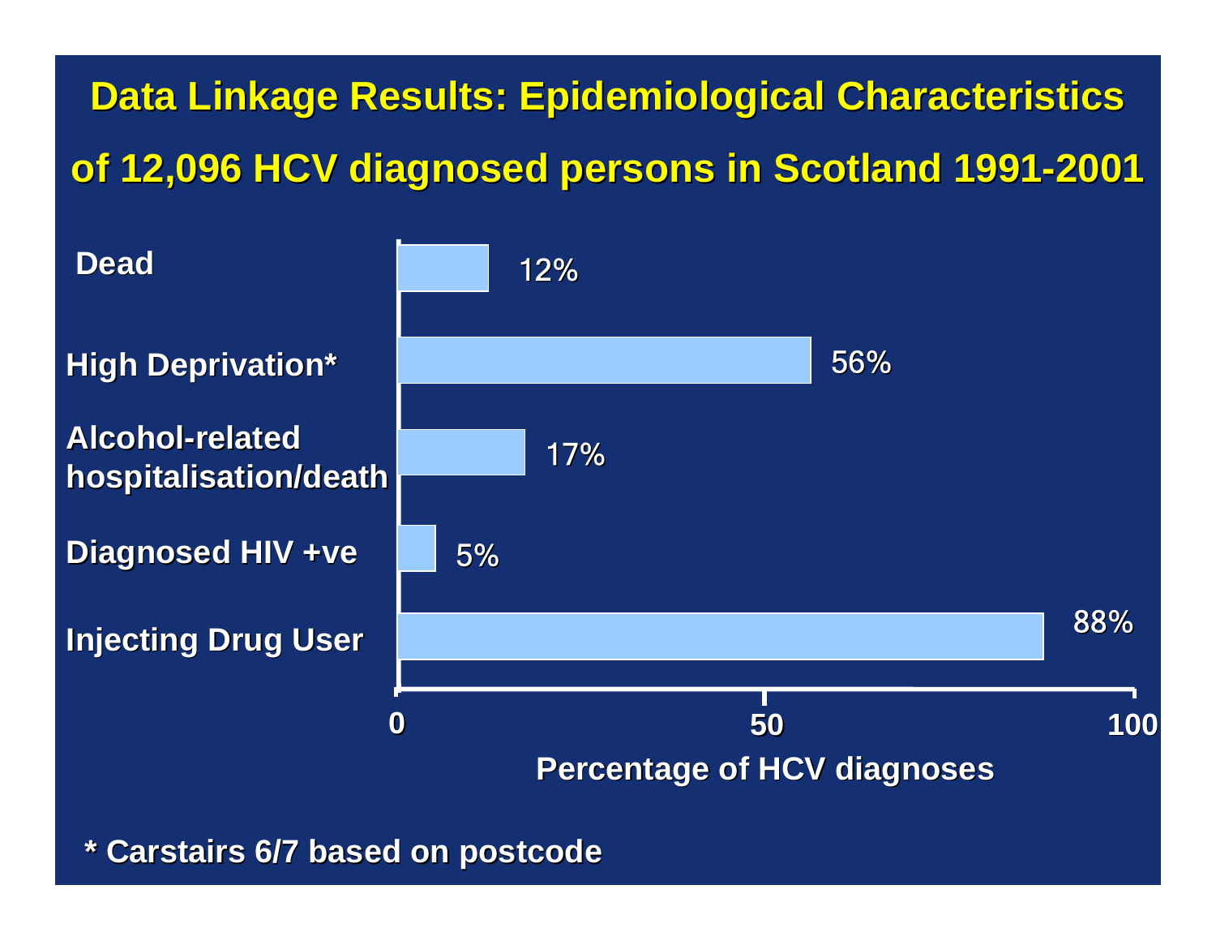# Data Linkage Results: Epidemiological Characteristics of 12,096 HCV diagnosed persons in Scotland 1991-2001

| Characteristic | Percentage of HCV diagnoses |
| --- | --- |
| Dead | 12% |
| High Deprivation* | 56% |
| Alcohol-related hospitalisation/death | 17% |
| Diagnosed HIV +ve | 5% |
| Injecting Drug User | 88% |

Percentage of HCV diagnoses (0 – 50 – 100)

* Carstairs 6/7 based on postcode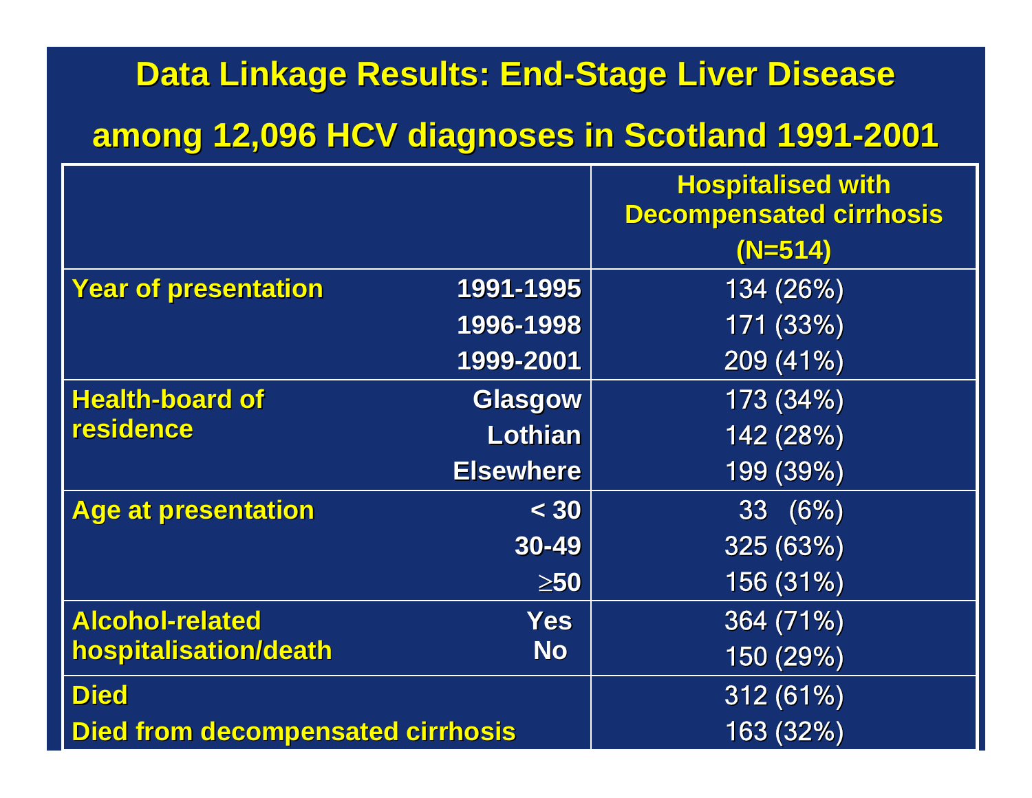# Data Linkage Results: End-Stage Liver Disease among 12,096 HCV diagnoses in Scotland 1991-2001

| | | Hospitalised with Decompensated cirrhosis (N=514) |
|---|---|---|
| **Year of presentation** | **1991-1995** | 134 (26%) |
| | **1996-1998** | 171 (33%) |
| | **1999-2001** | 209 (41%) |
| **Health-board of residence** | **Glasgow** | 173 (34%) |
| | **Lothian** | 142 (28%) |
| | **Elsewhere** | 199 (39%) |
| **Age at presentation** | **< 30** | 33 (6%) |
| | **30-49** | 325 (63%) |
| | **≥50** | 156 (31%) |
| **Alcohol-related hospitalisation/death** | **Yes** | 364 (71%) |
| | **No** | 150 (29%) |
| **Died** | | 312 (61%) |
| **Died from decompensated cirrhosis** | | 163 (32%) |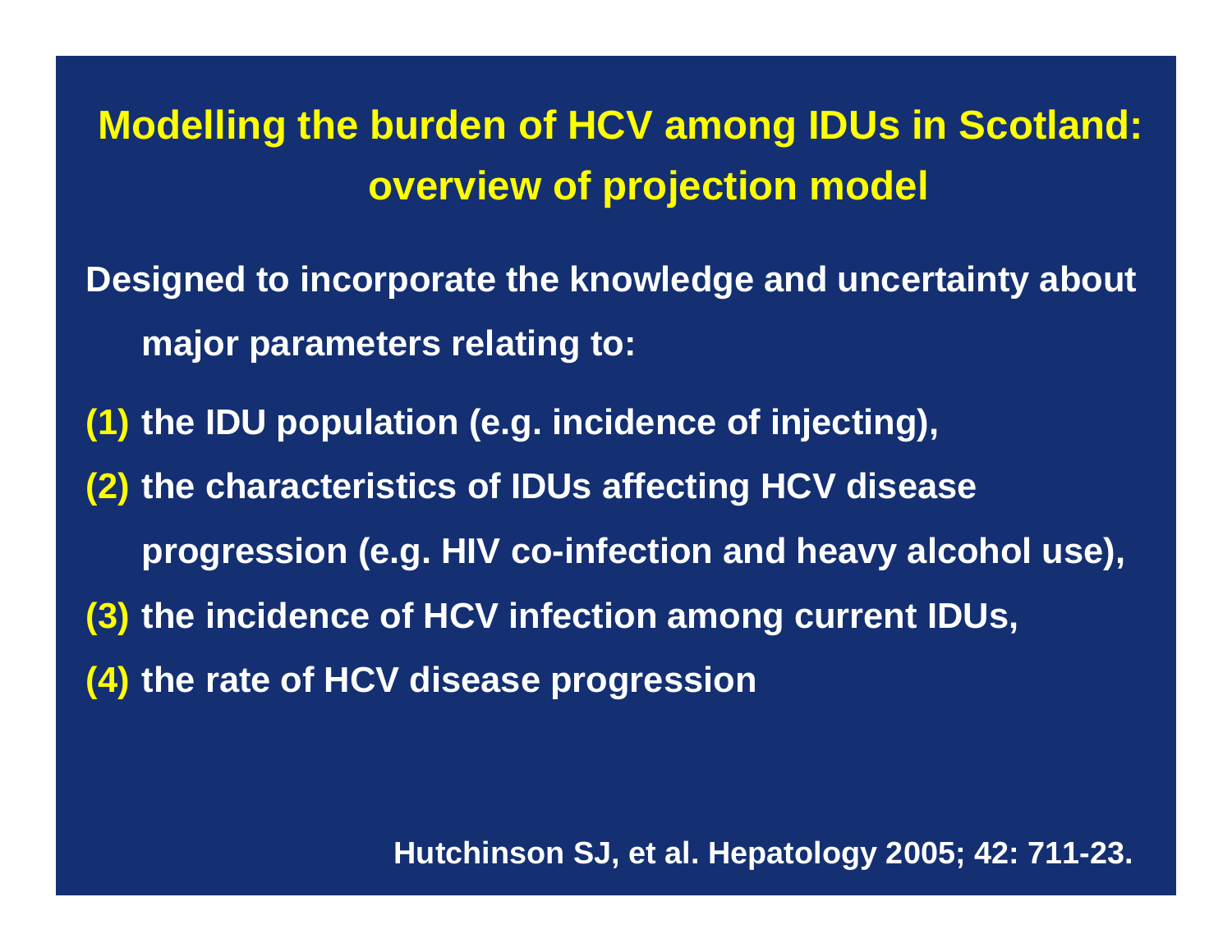# Modelling the burden of HCV among IDUs in Scotland: overview of projection model

**Designed to incorporate the knowledge and uncertainty about major parameters relating to:**

**(1)** the IDU population (e.g. incidence of injecting),

**(2)** the characteristics of IDUs affecting HCV disease progression (e.g. HIV co-infection and heavy alcohol use),

**(3)** the incidence of HCV infection among current IDUs,

**(4)** the rate of HCV disease progression

Hutchinson SJ, et al. Hepatology 2005; 42: 711-23.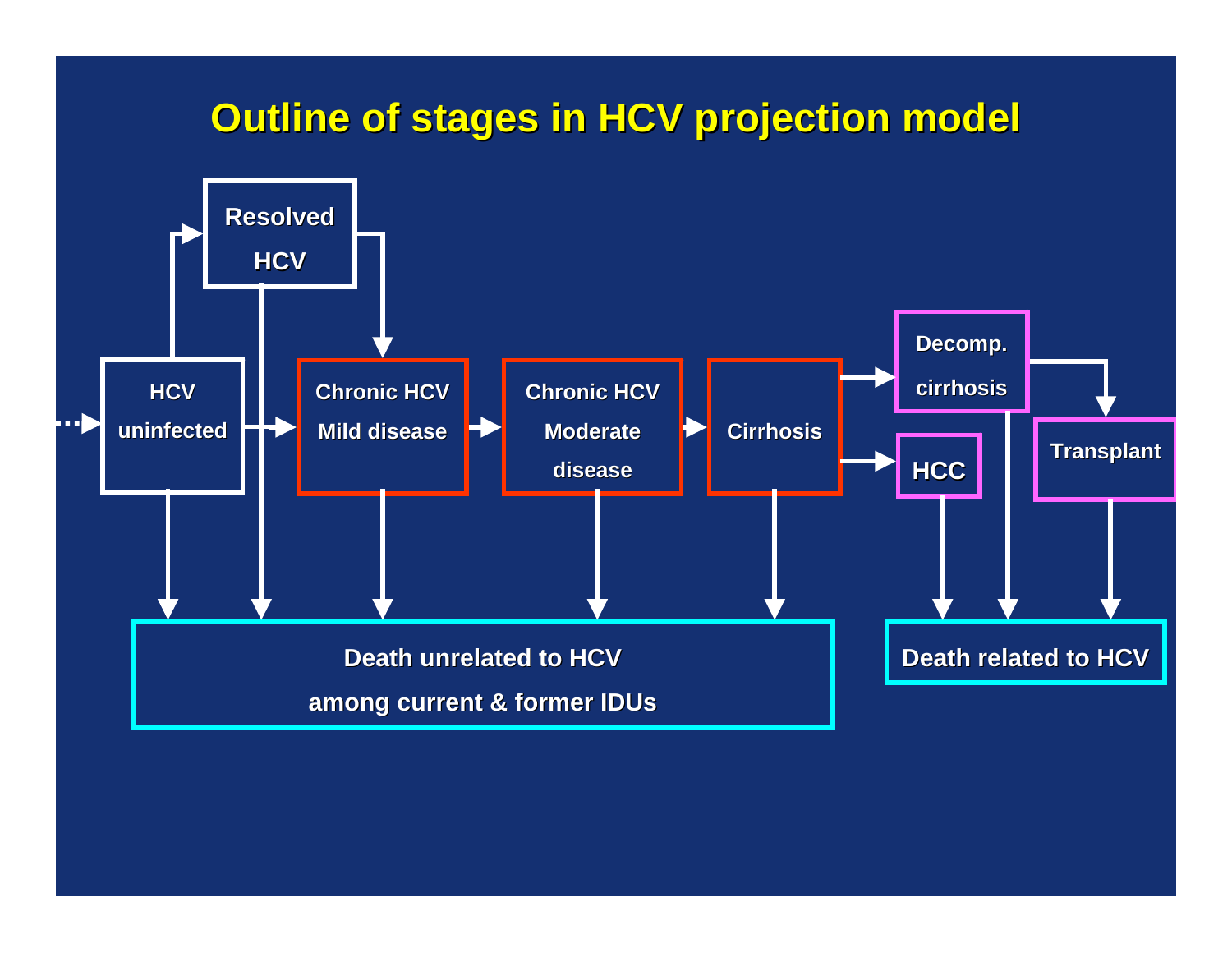# Outline of stages in HCV projection model

- HCV uninfected
- Resolved HCV
- Chronic HCV Mild disease
- Chronic HCV Moderate disease
- Cirrhosis
- Decomp. cirrhosis
- HCC
- Transplant
- Death unrelated to HCV among current & former IDUs
- Death related to HCV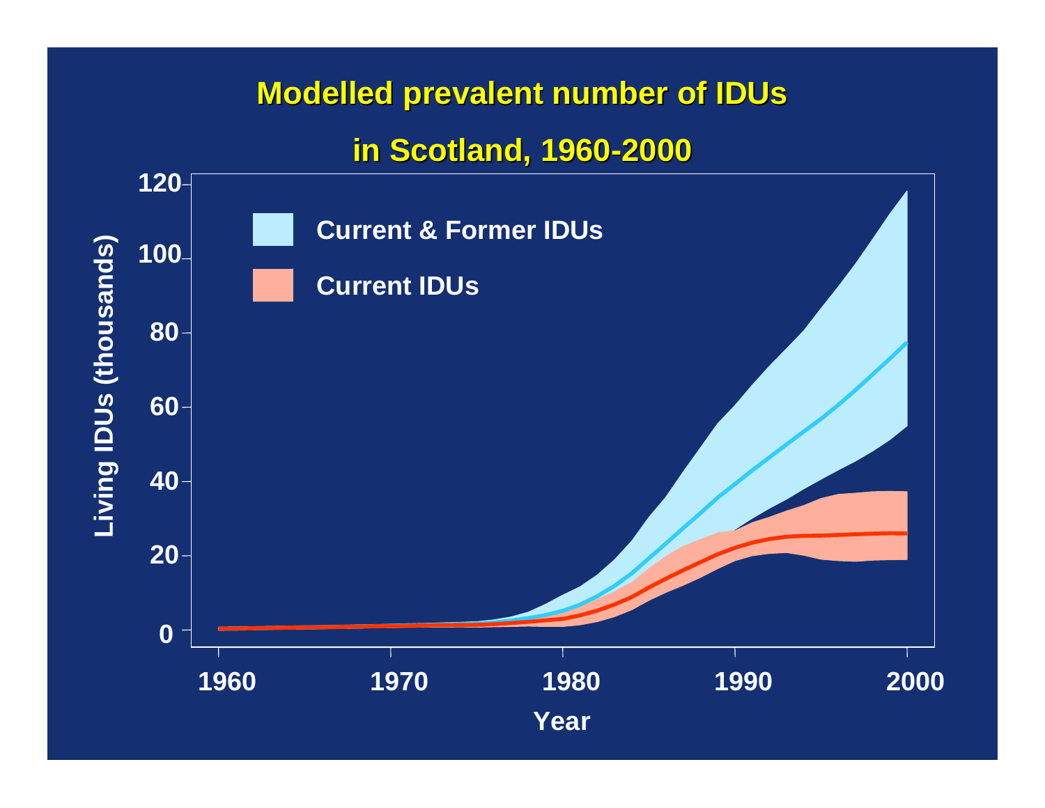# Modelled prevalent number of IDUs in Scotland, 1960-2000

Current & Former IDUs

Current IDUs

Living IDUs (thousands)

Year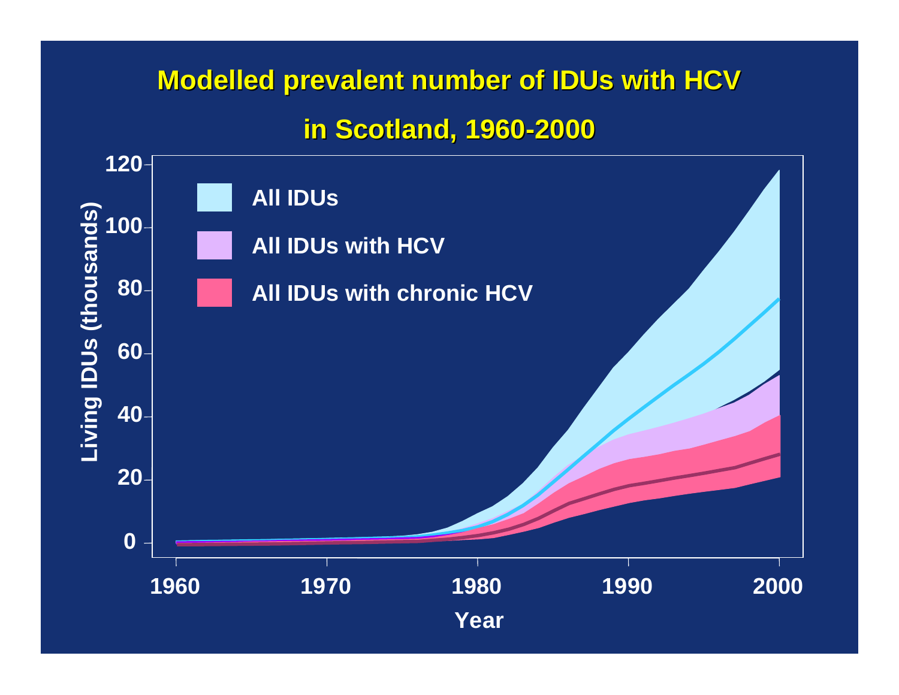# Modelled prevalent number of IDUs with HCV in Scotland, 1960-2000

Living IDUs (thousands)

120
100
80
60
40
20
0

1960 1970 1980 1990 2000

Year

- All IDUs
- All IDUs with HCV
- All IDUs with chronic HCV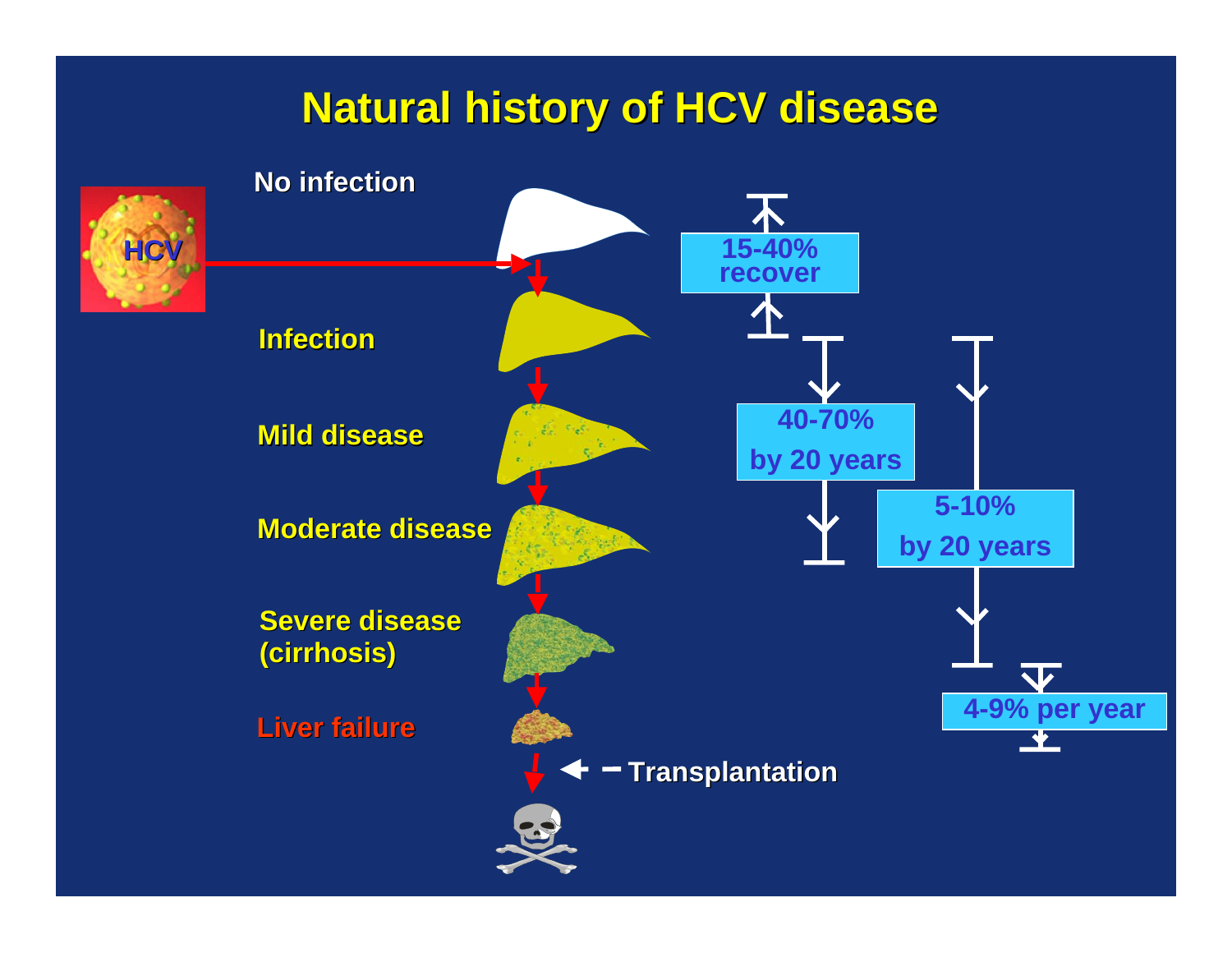# Natural history of HCV disease

HCV

- No infection
- Infection
- Mild disease
- Moderate disease
- Severe disease (cirrhosis)
- Liver failure
- Transplantation

15-40% recover

40-70% by 20 years

5-10% by 20 years

4-9% per year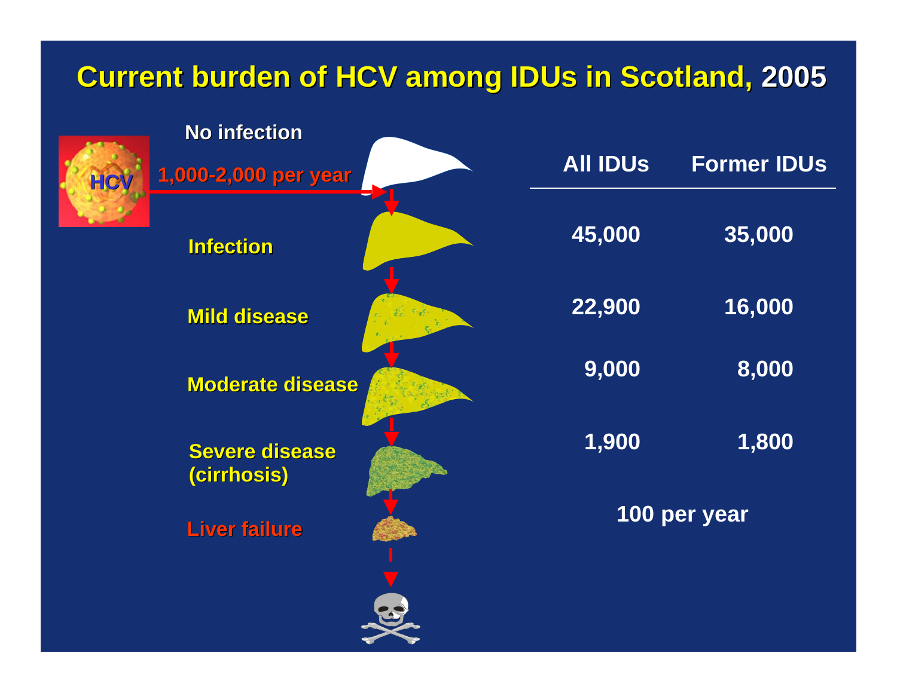# Current burden of HCV among IDUs in Scotland, 2005

HCV

No infection

1,000-2,000 per year

| Stage | All IDUs | Former IDUs |
|---|---|---|
| Infection | 45,000 | 35,000 |
| Mild disease | 22,900 | 16,000 |
| Moderate disease | 9,000 | 8,000 |
| Severe disease (cirrhosis) | 1,900 | 1,800 |
| Liver failure | 100 per year | |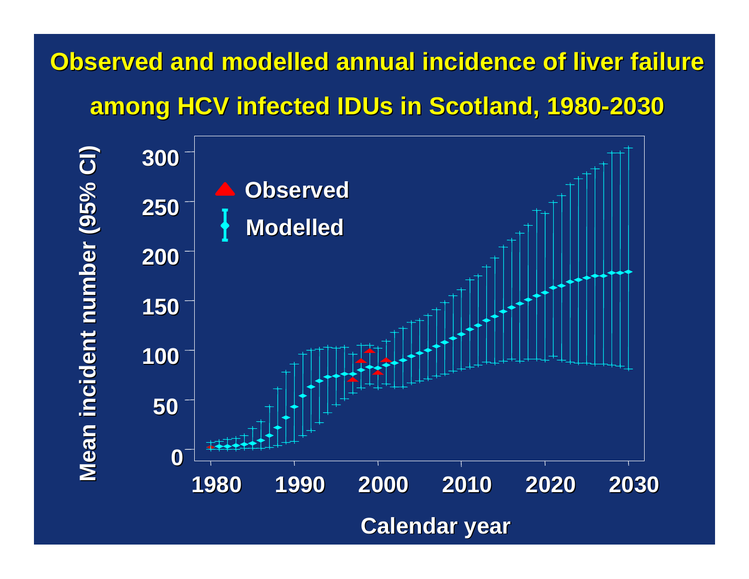# Observed and modelled annual incidence of liver failure among HCV infected IDUs in Scotland, 1980-2030

Mean incident number (95% CI)

300
250
200
150
100
50
0

Observed

Modelled

1980 1990 2000 2010 2020 2030

Calendar year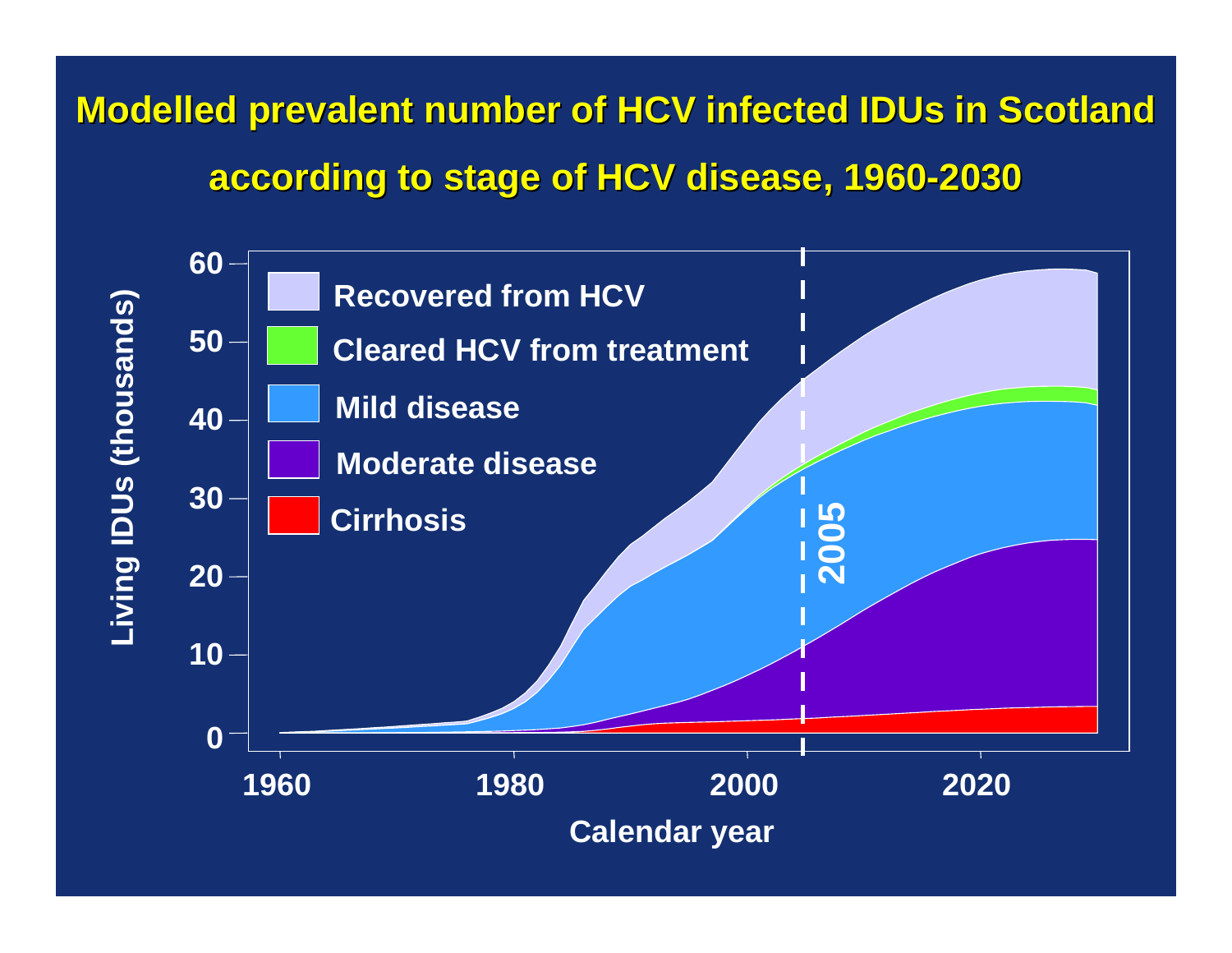# Modelled prevalent number of HCV infected IDUs in Scotland according to stage of HCV disease, 1960-2030

Living IDUs (thousands)

- Recovered from HCV
- Cleared HCV from treatment
- Mild disease
- Moderate disease
- Cirrhosis

2005

Calendar year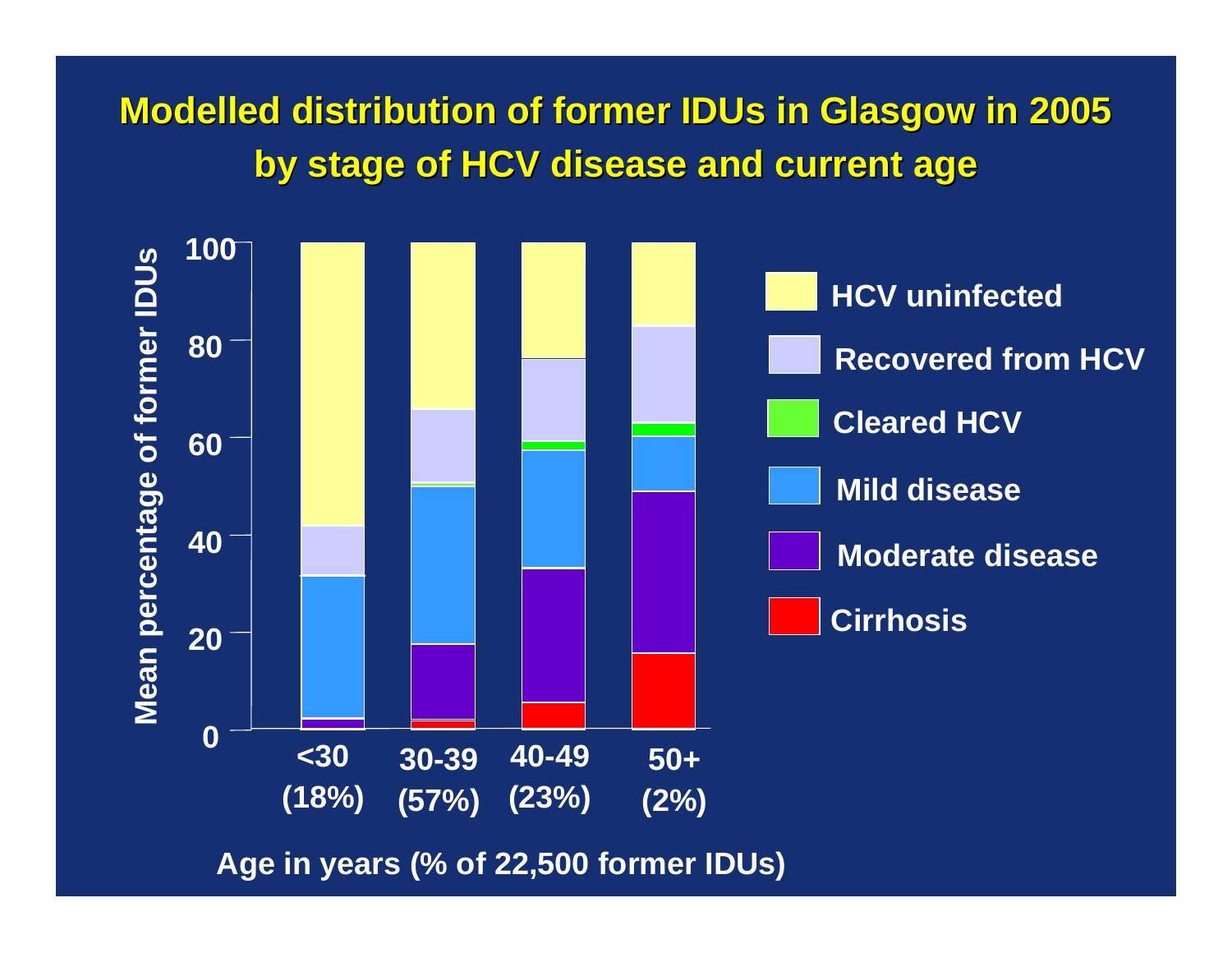# Modelled distribution of former IDUs in Glasgow in 2005 by stage of HCV disease and current age

Mean percentage of former IDUs

100
80
60
40
20
0

<30 (18%)
30-39 (57%)
40-49 (23%)
50+ (2%)

Age in years (% of 22,500 former IDUs)

- HCV uninfected
- Recovered from HCV
- Cleared HCV
- Mild disease
- Moderate disease
- Cirrhosis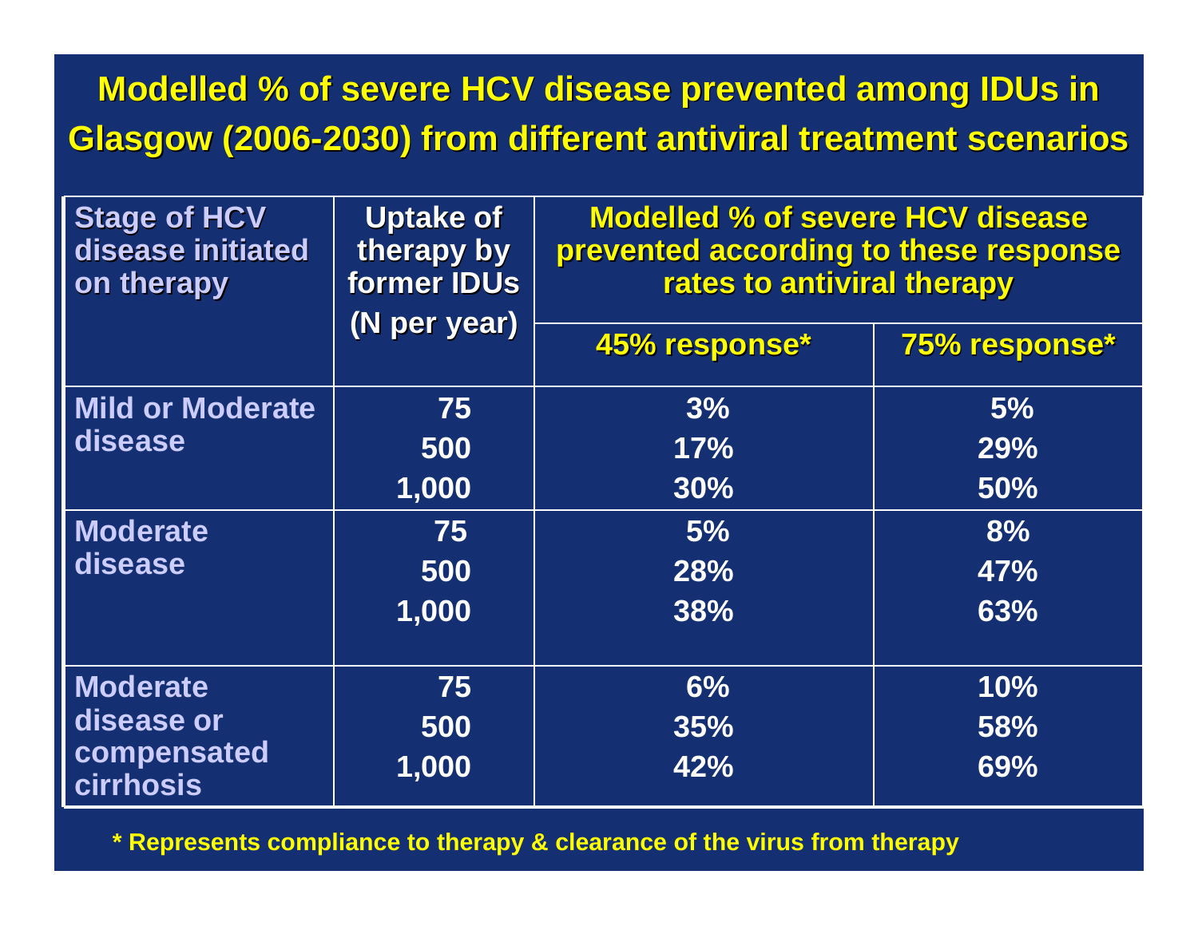# Modelled % of severe HCV disease prevented among IDUs in Glasgow (2006-2030) from different antiviral treatment scenarios

| Stage of HCV disease initiated on therapy | Uptake of therapy by former IDUs (N per year) | Modelled % of severe HCV disease prevented according to these response rates to antiviral therapy | |
|---|---|---|---|
| | | 45% response* | 75% response* |
| Mild or Moderate disease | 75 | 3% | 5% |
| | 500 | 17% | 29% |
| | 1,000 | 30% | 50% |
| Moderate disease | 75 | 5% | 8% |
| | 500 | 28% | 47% |
| | 1,000 | 38% | 63% |
| Moderate disease or compensated cirrhosis | 75 | 6% | 10% |
| | 500 | 35% | 58% |
| | 1,000 | 42% | 69% |

* Represents compliance to therapy & clearance of the virus from therapy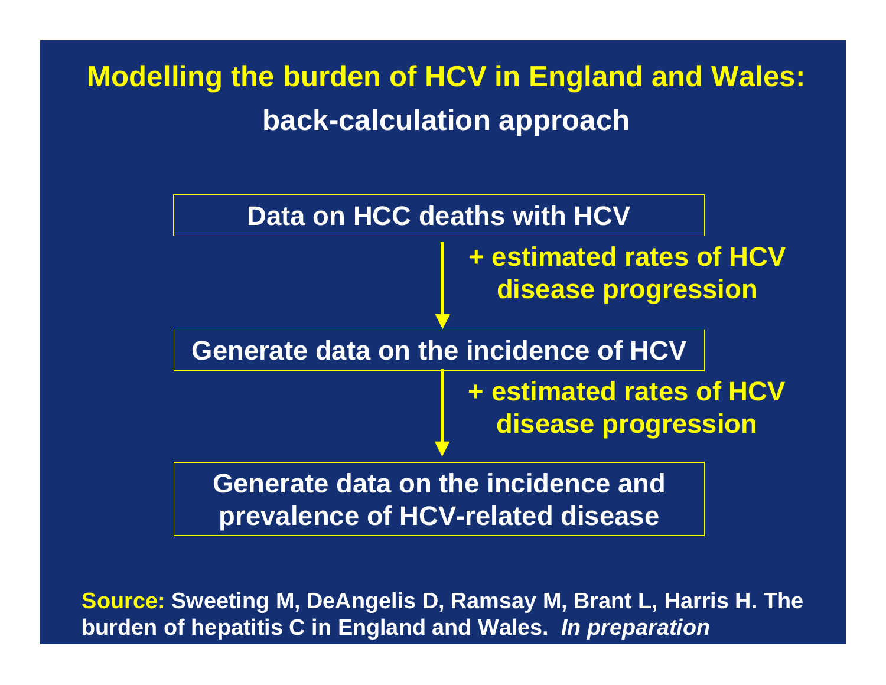# Modelling the burden of HCV in England and Wales: back-calculation approach

**Data on HCC deaths with HCV**

↓ **+ estimated rates of HCV disease progression**

**Generate data on the incidence of HCV**

↓ **+ estimated rates of HCV disease progression**

**Generate data on the incidence and prevalence of HCV-related disease**

**Source:** Sweeting M, DeAngelis D, Ramsay M, Brant L, Harris H. The burden of hepatitis C in England and Wales. *In preparation*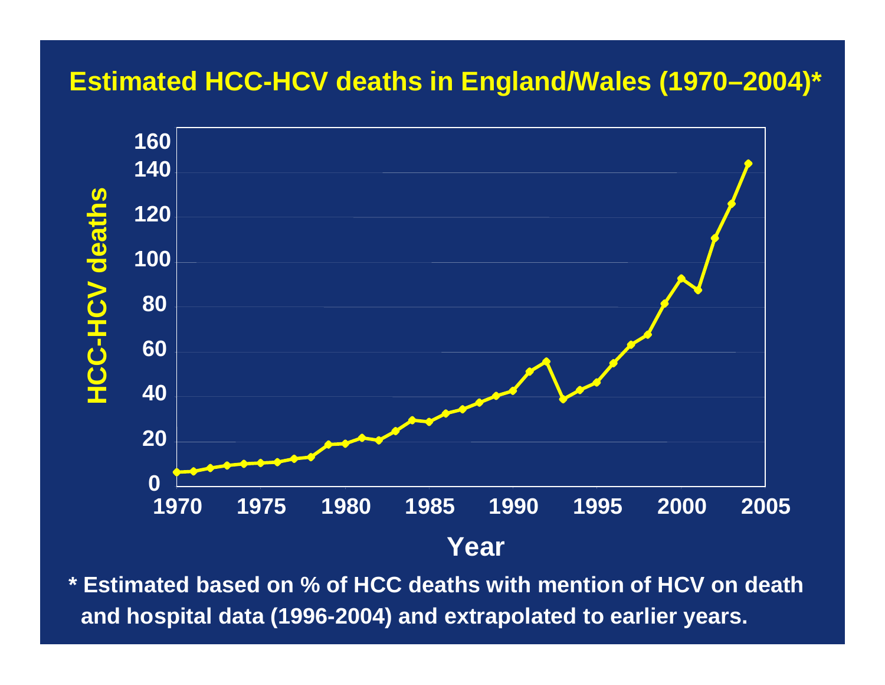## Estimated HCC-HCV deaths in England/Wales (1970–2004)*

**HCC-HCV deaths** (y-axis: 0–160) vs. **Year** (x-axis: 1970–2005)

\* Estimated based on % of HCC deaths with mention of HCV on death and hospital data (1996-2004) and extrapolated to earlier years.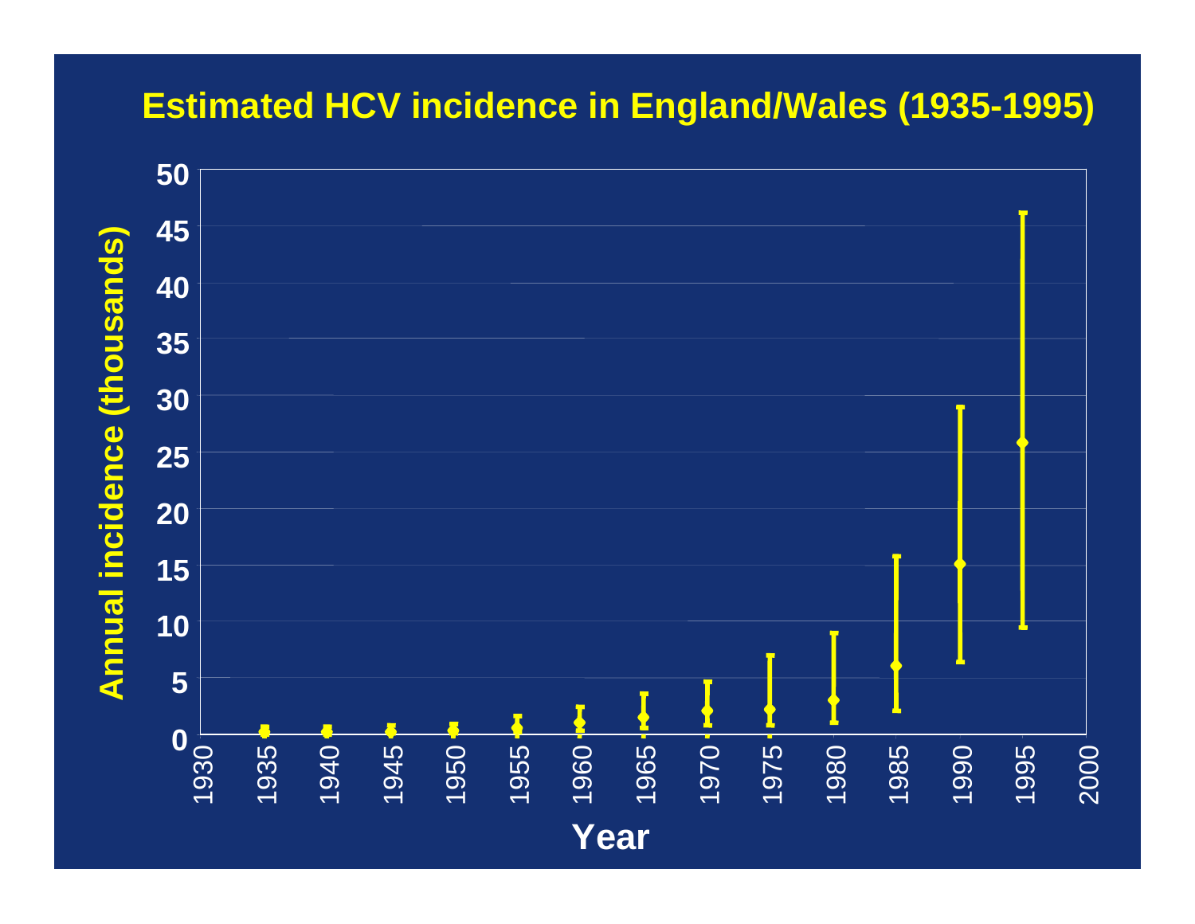# Estimated HCV incidence in England/Wales (1935-1995)

Annual incidence (thousands)

Year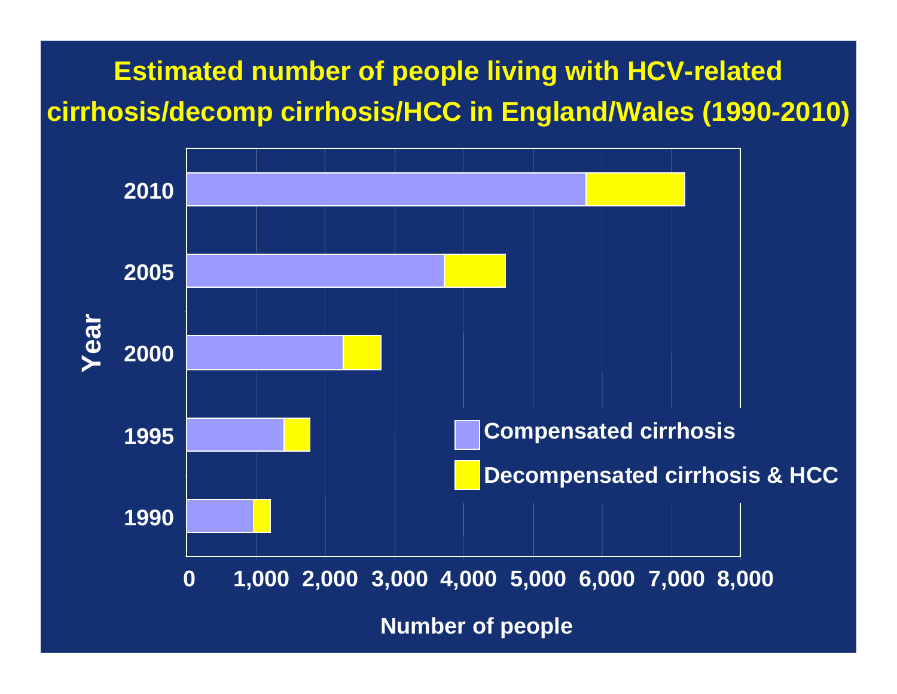# Estimated number of people living with HCV-related cirrhosis/decomp cirrhosis/HCC in England/Wales (1990-2010)

Year

2010

2005

2000

1995

1990

0 1,000 2,000 3,000 4,000 5,000 6,000 7,000 8,000

Number of people

Compensated cirrhosis

Decompensated cirrhosis & HCC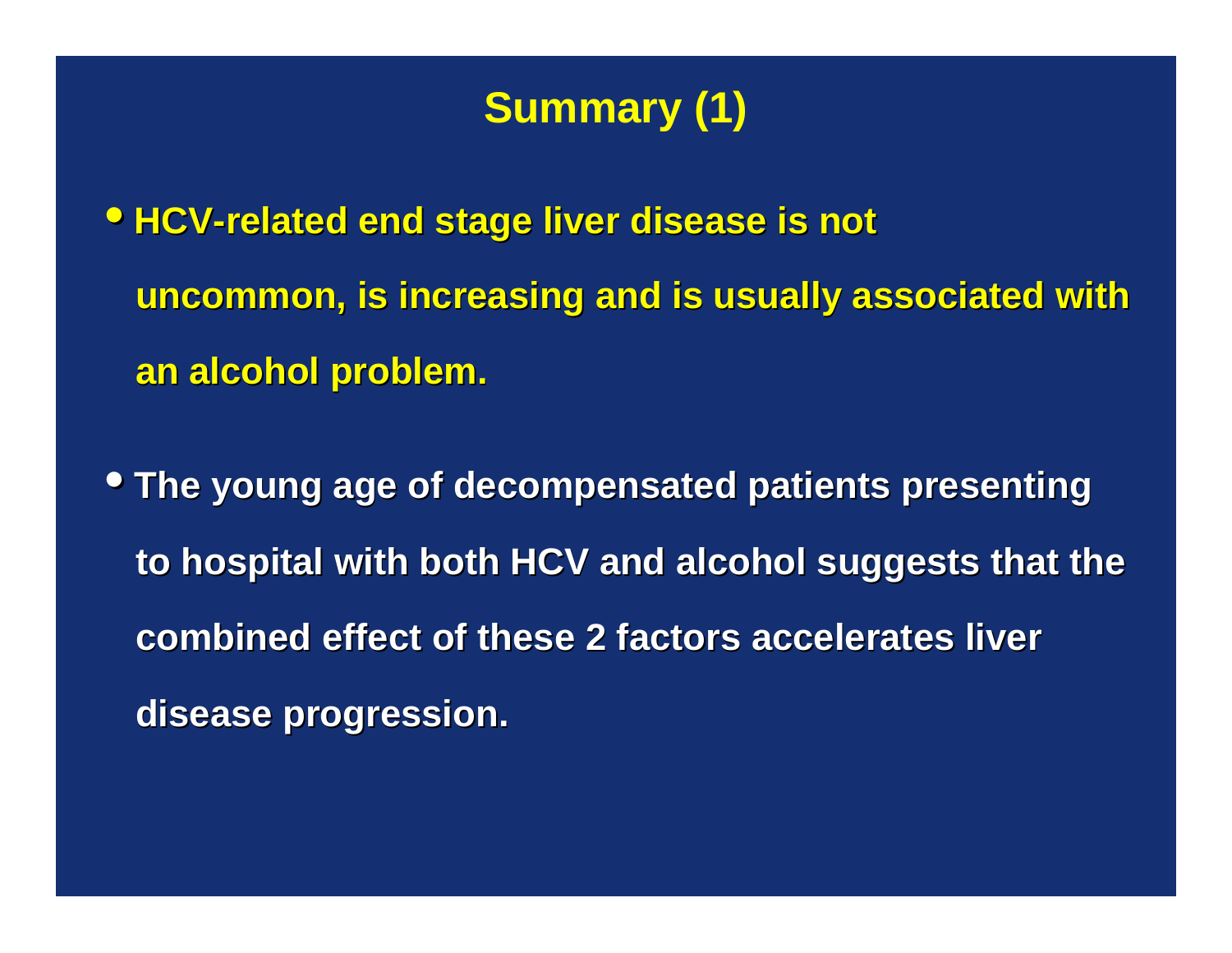# Summary (1)

- HCV-related end stage liver disease is not uncommon, is increasing and is usually associated with an alcohol problem.

- The young age of decompensated patients presenting to hospital with both HCV and alcohol suggests that the combined effect of these 2 factors accelerates liver disease progression.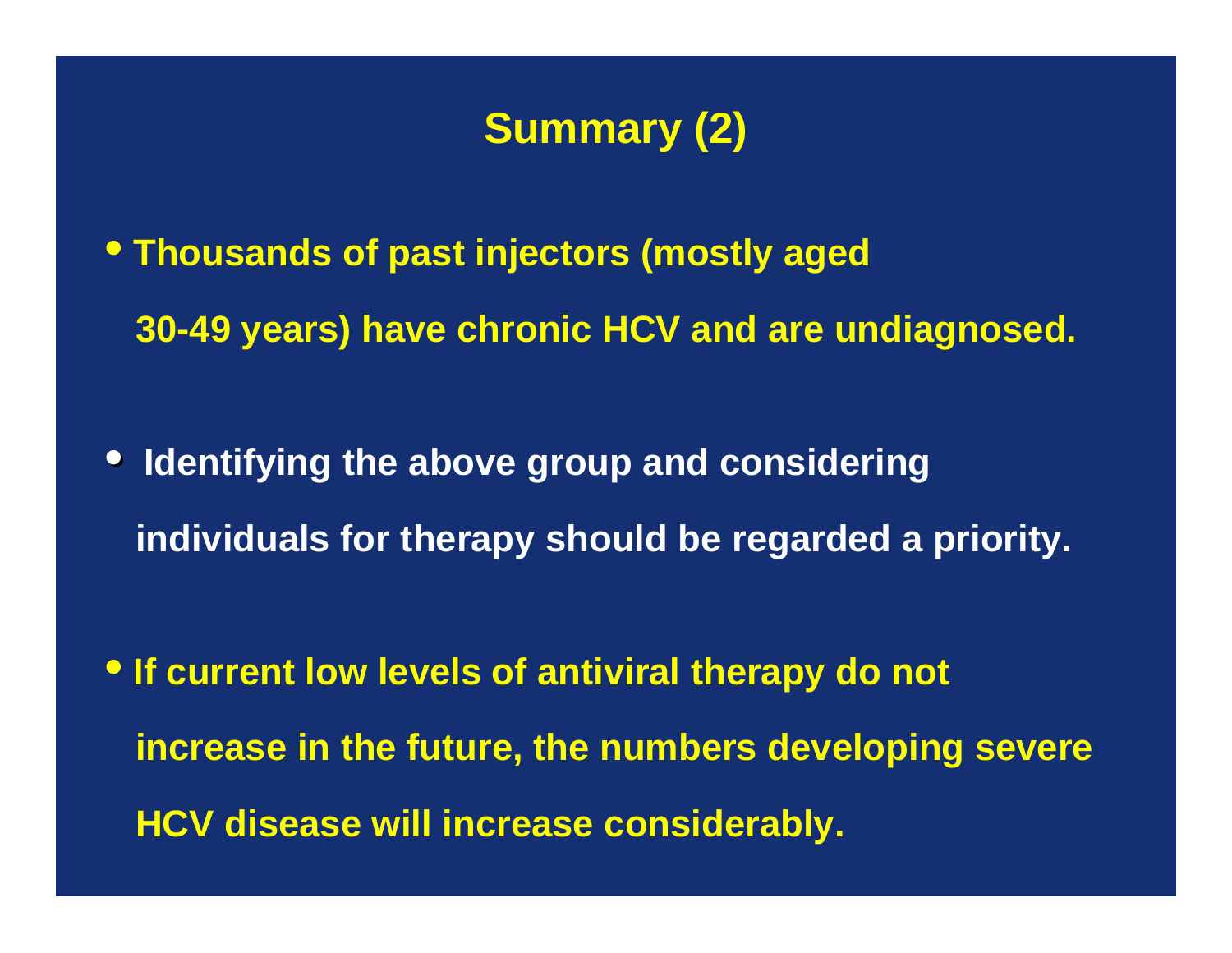# Summary (2)

- Thousands of past injectors (mostly aged 30-49 years) have chronic HCV and are undiagnosed.

- Identifying the above group and considering individuals for therapy should be regarded a priority.

- If current low levels of antiviral therapy do not increase in the future, the numbers developing severe HCV disease will increase considerably.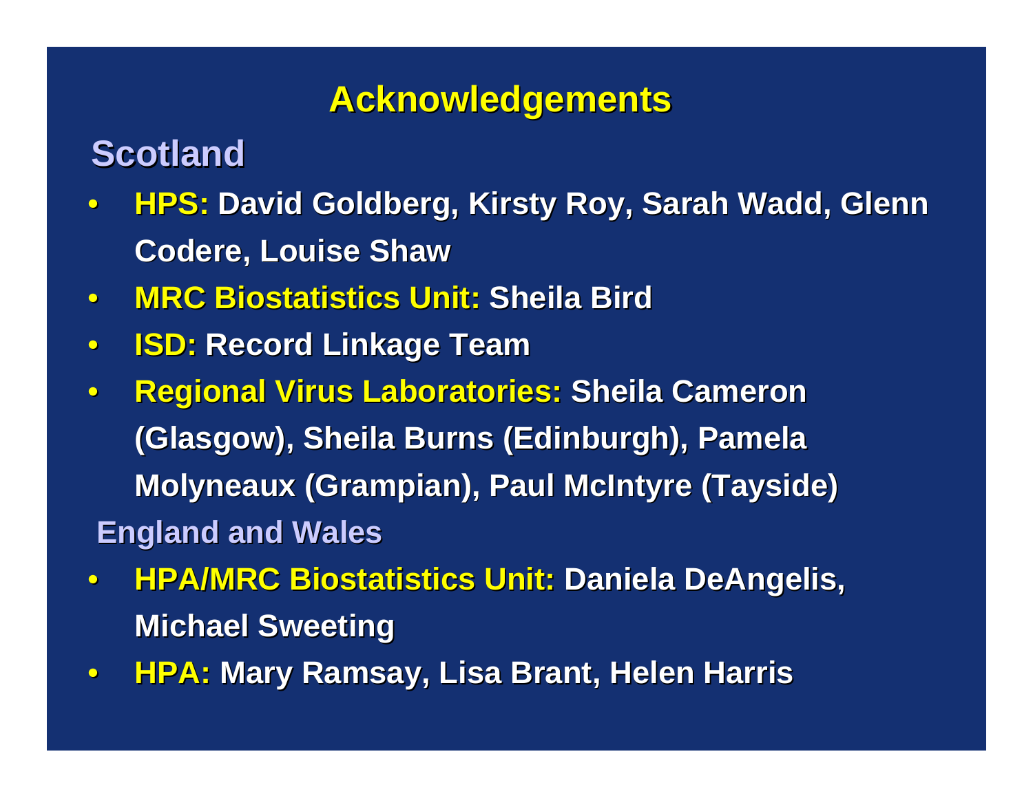# Acknowledgements

## Scotland

- **HPS:** David Goldberg, Kirsty Roy, Sarah Wadd, Glenn Codere, Louise Shaw
- **MRC Biostatistics Unit:** Sheila Bird
- **ISD:** Record Linkage Team
- **Regional Virus Laboratories:** Sheila Cameron (Glasgow), Sheila Burns (Edinburgh), Pamela Molyneaux (Grampian), Paul McIntyre (Tayside)

## England and Wales

- **HPA/MRC Biostatistics Unit:** Daniela DeAngelis, Michael Sweeting
- **HPA:** Mary Ramsay, Lisa Brant, Helen Harris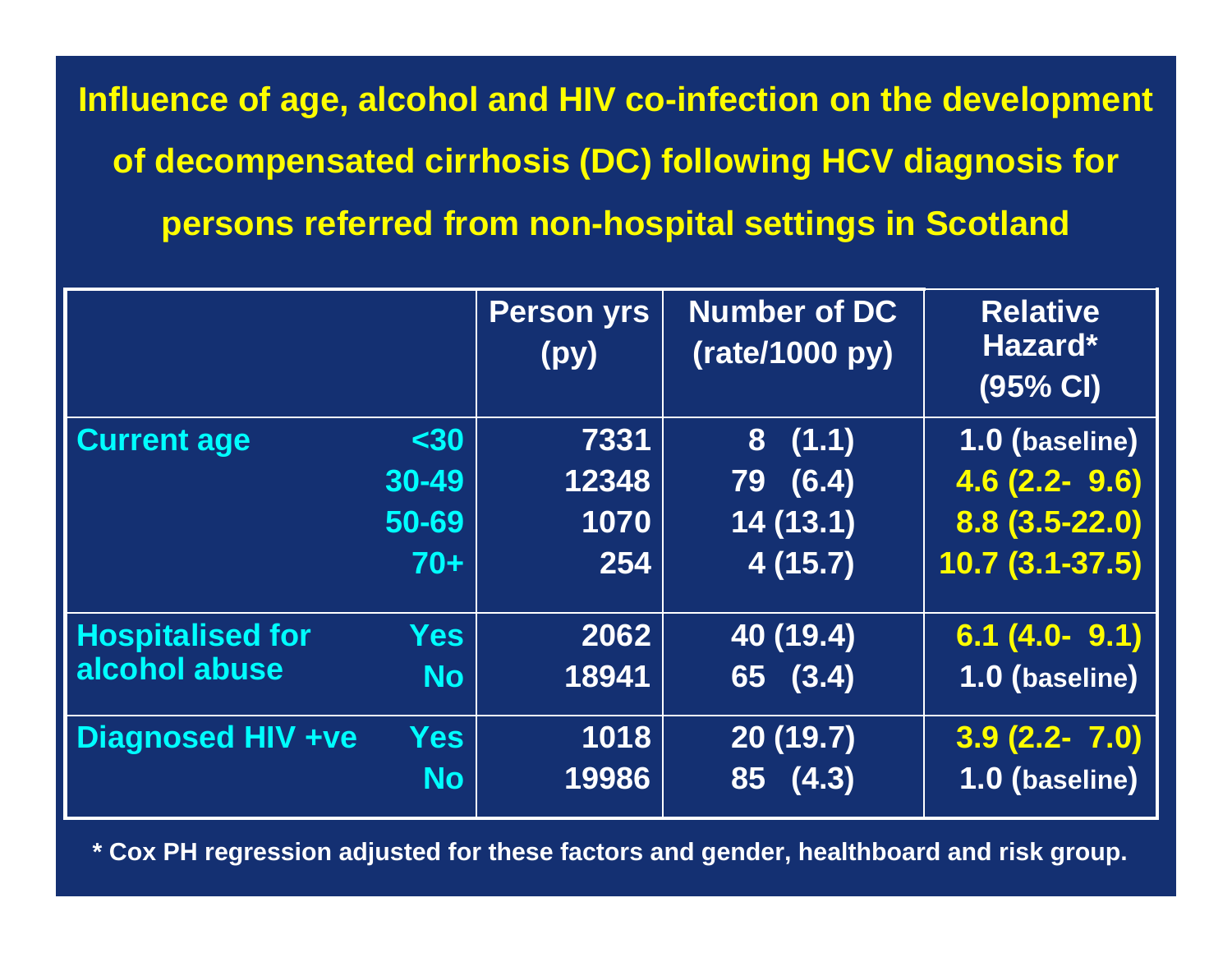# Influence of age, alcohol and HIV co-infection on the development of decompensated cirrhosis (DC) following HCV diagnosis for persons referred from non-hospital settings in Scotland

| | | Person yrs (py) | Number of DC (rate/1000 py) | Relative Hazard* (95% CI) |
|---|---|---|---|---|
| Current age | <30 | 7331 | 8 (1.1) | 1.0 (baseline) |
| | 30-49 | 12348 | 79 (6.4) | 4.6 (2.2- 9.6) |
| | 50-69 | 1070 | 14 (13.1) | 8.8 (3.5-22.0) |
| | 70+ | 254 | 4 (15.7) | 10.7 (3.1-37.5) |
| Hospitalised for alcohol abuse | Yes | 2062 | 40 (19.4) | 6.1 (4.0- 9.1) |
| | No | 18941 | 65 (3.4) | 1.0 (baseline) |
| Diagnosed HIV +ve | Yes | 1018 | 20 (19.7) | 3.9 (2.2- 7.0) |
| | No | 19986 | 85 (4.3) | 1.0 (baseline) |

**\* Cox PH regression adjusted for these factors and gender, healthboard and risk group.**